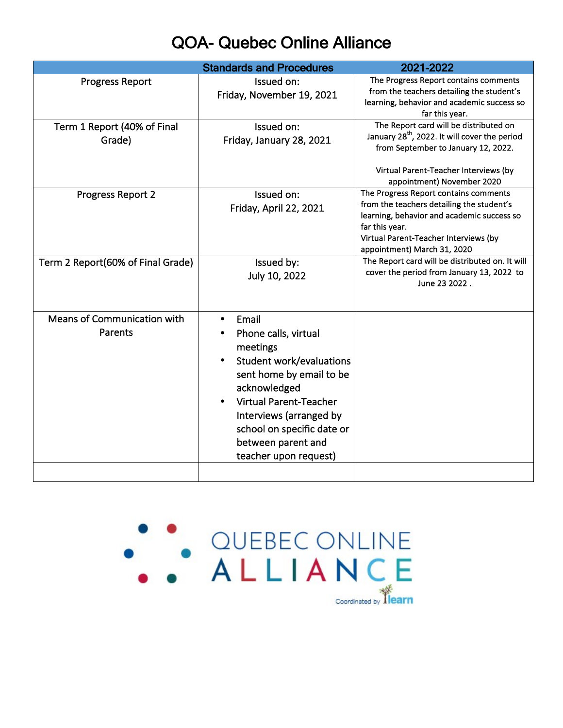# QOA- Quebec Online Alliance

| | Standards and Procedures | 2021-2022 |
|---|---|---|
| Progress Report | Issued on:<br>Friday, November 19, 2021 | The Progress Report contains comments from the teachers detailing the student's learning, behavior and academic success so far this year. |
| Term 1 Report (40% of Final Grade) | Issued on:<br>Friday, January 28, 2021 | The Report card will be distributed on January 28th, 2022. It will cover the period from September to January 12, 2022.<br><br>Virtual Parent-Teacher Interviews (by appointment) November 2020 |
| Progress Report 2 | Issued on:<br>Friday, April 22, 2021 | The Progress Report contains comments from the teachers detailing the student's learning, behavior and academic success so far this year.<br>Virtual Parent-Teacher Interviews (by appointment) March 31, 2020 |
| Term 2 Report(60% of Final Grade) | Issued by:<br>July 10, 2022 | The Report card will be distributed on. It will cover the period from January 13, 2022 to June 23 2022 . |
| Means of Communication with Parents | • Email<br>• Phone calls, virtual meetings<br>• Student work/evaluations sent home by email to be acknowledged<br>• Virtual Parent-Teacher Interviews (arranged by school on specific date or between parent and teacher upon request) | |
| | | |

QUEBEC ONLINE ALLIANCE

Coordinated by learn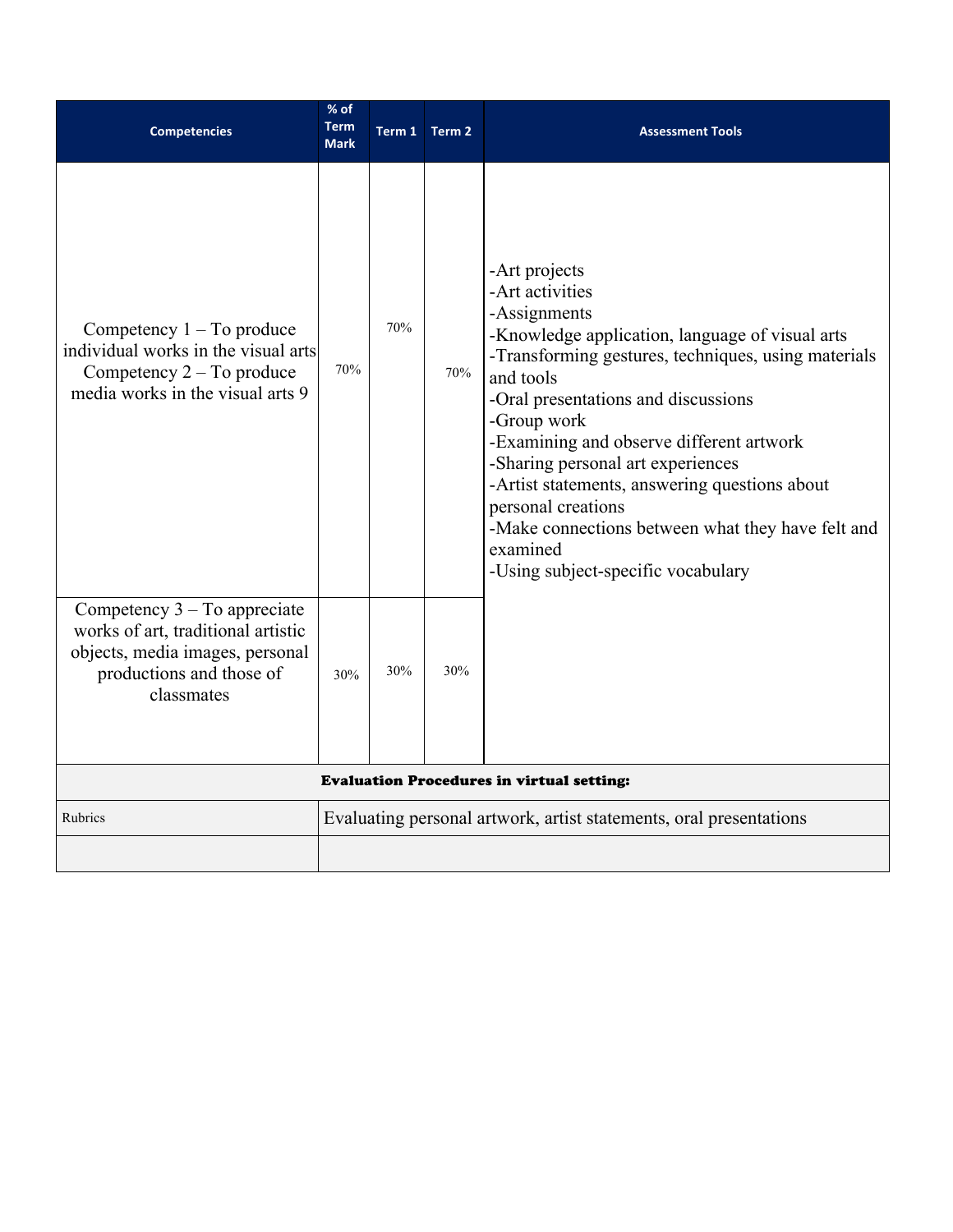| Competencies | % of Term Mark | Term 1 | Term 2 | Assessment Tools |
|---|---|---|---|---|
| Competency 1 – To produce individual works in the visual arts<br>Competency 2 – To produce media works in the visual arts 9 | 70% | 70% | 70% | -Art projects<br>-Art activities<br>-Assignments<br>-Knowledge application, language of visual arts<br>-Transforming gestures, techniques, using materials and tools<br>-Oral presentations and discussions<br>-Group work<br>-Examining and observe different artwork<br>-Sharing personal art experiences<br>-Artist statements, answering questions about personal creations<br>-Make connections between what they have felt and examined<br>-Using subject-specific vocabulary |
| Competency 3 – To appreciate works of art, traditional artistic objects, media images, personal productions and those of classmates | 30% | 30% | 30% | |

**Evaluation Procedures in virtual setting:**

| | |
|---|---|
| Rubrics | Evaluating personal artwork, artist statements, oral presentations |
| | |